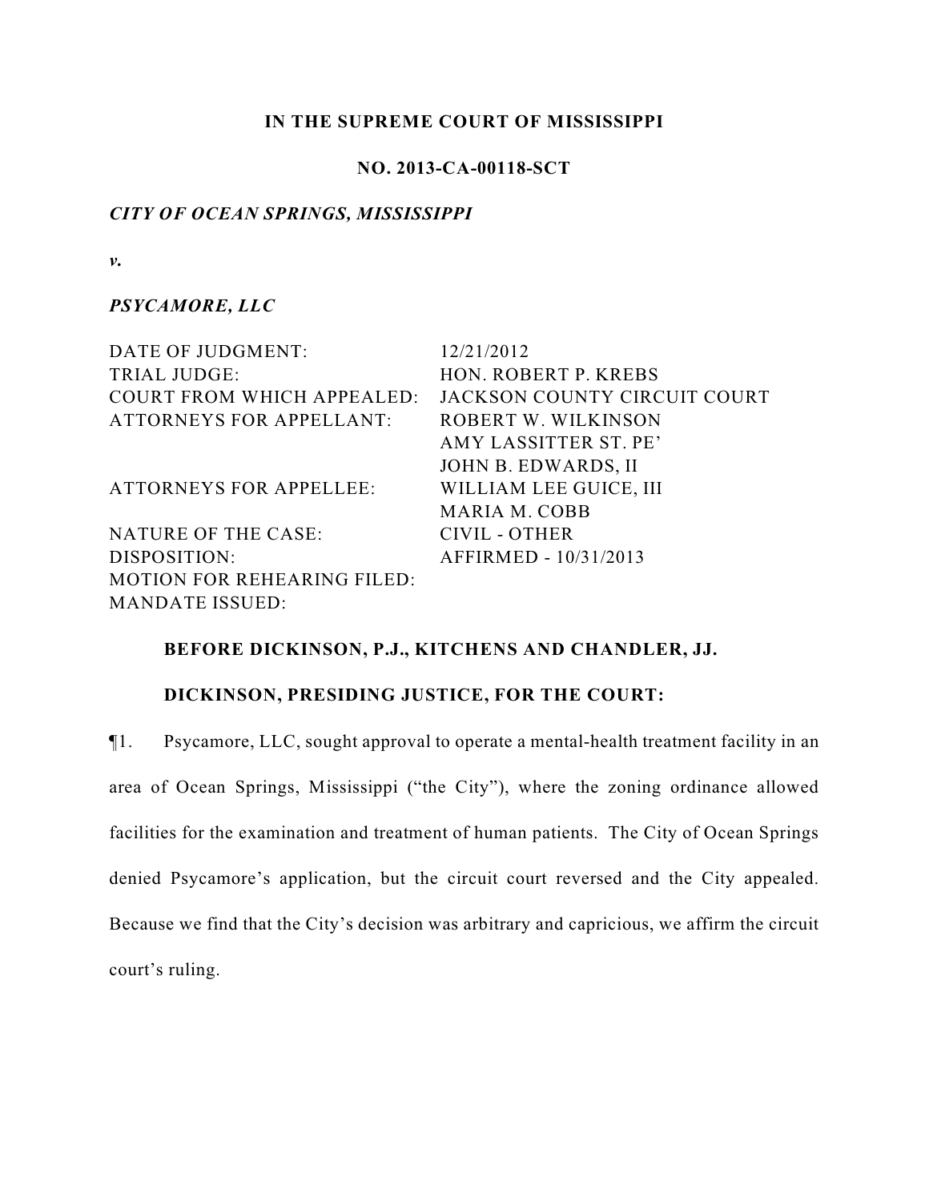**IN THE SUPREME COURT OF MISSISSIPPI**

**NO. 2013-CA-00118-SCT**

***CITY OF OCEAN SPRINGS, MISSISSIPPI***

***v.***

***PSYCAMORE, LLC***

| | |
|---|---|
| DATE OF JUDGMENT: | 12/21/2012 |
| TRIAL JUDGE: | HON. ROBERT P. KREBS |
| COURT FROM WHICH APPEALED: | JACKSON COUNTY CIRCUIT COURT |
| ATTORNEYS FOR APPELLANT: | ROBERT W. WILKINSON |
| | AMY LASSITTER ST. PE' |
| | JOHN B. EDWARDS, II |
| ATTORNEYS FOR APPELLEE: | WILLIAM LEE GUICE, III |
| | MARIA M. COBB |
| NATURE OF THE CASE: | CIVIL - OTHER |
| DISPOSITION: | AFFIRMED - 10/31/2013 |
| MOTION FOR REHEARING FILED: | |
| MANDATE ISSUED: | |

**BEFORE DICKINSON, P.J., KITCHENS AND CHANDLER, JJ.**

**DICKINSON, PRESIDING JUSTICE, FOR THE COURT:**

¶1. Psycamore, LLC, sought approval to operate a mental-health treatment facility in an area of Ocean Springs, Mississippi ("the City"), where the zoning ordinance allowed facilities for the examination and treatment of human patients. The City of Ocean Springs denied Psycamore's application, but the circuit court reversed and the City appealed. Because we find that the City's decision was arbitrary and capricious, we affirm the circuit court's ruling.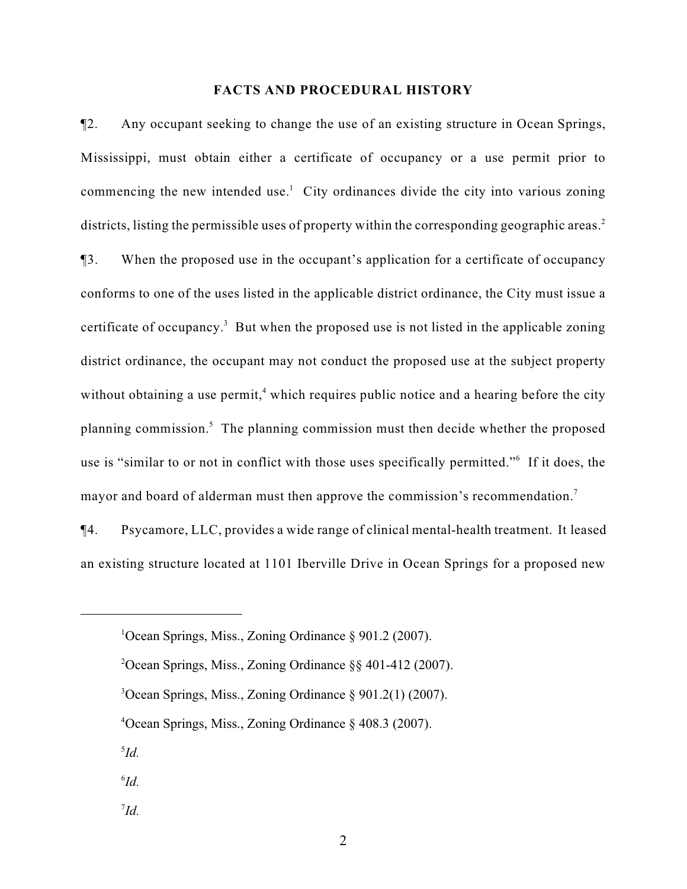## FACTS AND PROCEDURAL HISTORY

¶2. Any occupant seeking to change the use of an existing structure in Ocean Springs, Mississippi, must obtain either a certificate of occupancy or a use permit prior to commencing the new intended use.[1] City ordinances divide the city into various zoning districts, listing the permissible uses of property within the corresponding geographic areas.[2]

¶3. When the proposed use in the occupant's application for a certificate of occupancy conforms to one of the uses listed in the applicable district ordinance, the City must issue a certificate of occupancy.[3] But when the proposed use is not listed in the applicable zoning district ordinance, the occupant may not conduct the proposed use at the subject property without obtaining a use permit,[4] which requires public notice and a hearing before the city planning commission.[5] The planning commission must then decide whether the proposed use is "similar to or not in conflict with those uses specifically permitted."[6] If it does, the mayor and board of alderman must then approve the commission's recommendation.[7]

¶4. Psycamore, LLC, provides a wide range of clinical mental-health treatment. It leased an existing structure located at 1101 Iberville Drive in Ocean Springs for a proposed new

---

[1] Ocean Springs, Miss., Zoning Ordinance § 901.2 (2007).

[2] Ocean Springs, Miss., Zoning Ordinance §§ 401-412 (2007).

[3] Ocean Springs, Miss., Zoning Ordinance § 901.2(1) (2007).

[4] Ocean Springs, Miss., Zoning Ordinance § 408.3 (2007).

[5] *Id.*

[6] *Id.*

[7] *Id.*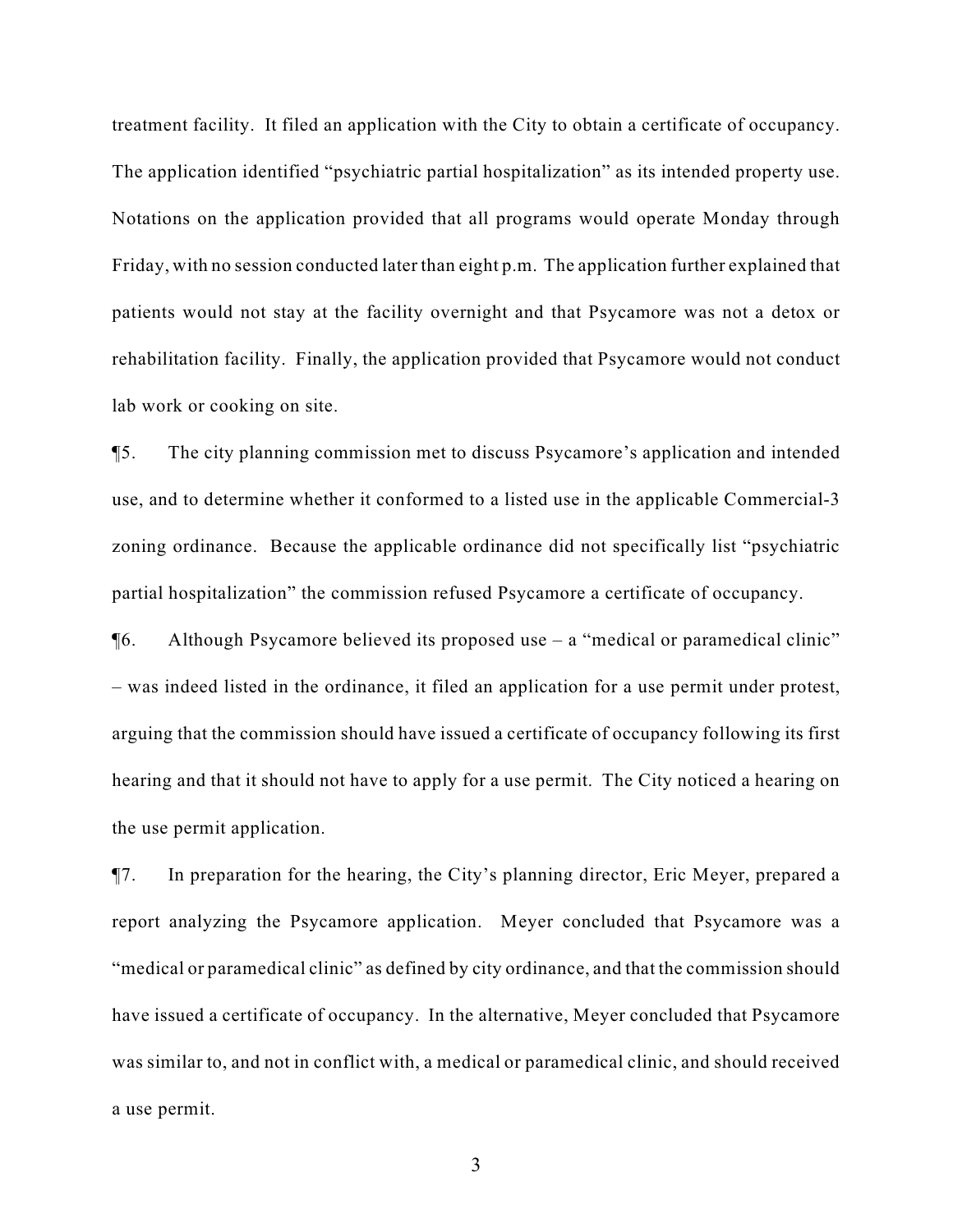treatment facility. It filed an application with the City to obtain a certificate of occupancy. The application identified "psychiatric partial hospitalization" as its intended property use. Notations on the application provided that all programs would operate Monday through Friday, with no session conducted later than eight p.m. The application further explained that patients would not stay at the facility overnight and that Psycamore was not a detox or rehabilitation facility. Finally, the application provided that Psycamore would not conduct lab work or cooking on site.

¶5. The city planning commission met to discuss Psycamore's application and intended use, and to determine whether it conformed to a listed use in the applicable Commercial-3 zoning ordinance. Because the applicable ordinance did not specifically list "psychiatric partial hospitalization" the commission refused Psycamore a certificate of occupancy.

¶6. Although Psycamore believed its proposed use – a "medical or paramedical clinic" – was indeed listed in the ordinance, it filed an application for a use permit under protest, arguing that the commission should have issued a certificate of occupancy following its first hearing and that it should not have to apply for a use permit. The City noticed a hearing on the use permit application.

¶7. In preparation for the hearing, the City's planning director, Eric Meyer, prepared a report analyzing the Psycamore application. Meyer concluded that Psycamore was a "medical or paramedical clinic" as defined by city ordinance, and that the commission should have issued a certificate of occupancy. In the alternative, Meyer concluded that Psycamore was similar to, and not in conflict with, a medical or paramedical clinic, and should received a use permit.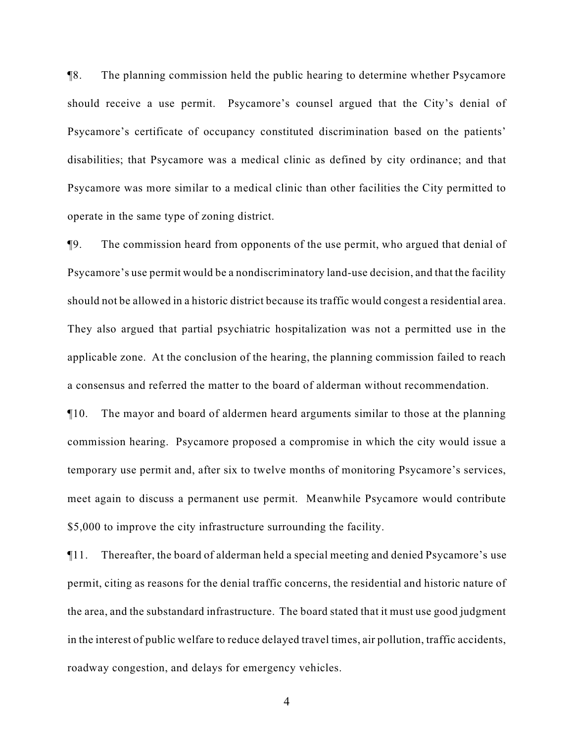¶8. The planning commission held the public hearing to determine whether Psycamore should receive a use permit. Psycamore's counsel argued that the City's denial of Psycamore's certificate of occupancy constituted discrimination based on the patients' disabilities; that Psycamore was a medical clinic as defined by city ordinance; and that Psycamore was more similar to a medical clinic than other facilities the City permitted to operate in the same type of zoning district.

¶9. The commission heard from opponents of the use permit, who argued that denial of Psycamore's use permit would be a nondiscriminatory land-use decision, and that the facility should not be allowed in a historic district because its traffic would congest a residential area. They also argued that partial psychiatric hospitalization was not a permitted use in the applicable zone. At the conclusion of the hearing, the planning commission failed to reach a consensus and referred the matter to the board of alderman without recommendation.

¶10. The mayor and board of aldermen heard arguments similar to those at the planning commission hearing. Psycamore proposed a compromise in which the city would issue a temporary use permit and, after six to twelve months of monitoring Psycamore's services, meet again to discuss a permanent use permit. Meanwhile Psycamore would contribute $5,000 to improve the city infrastructure surrounding the facility.

¶11. Thereafter, the board of alderman held a special meeting and denied Psycamore's use permit, citing as reasons for the denial traffic concerns, the residential and historic nature of the area, and the substandard infrastructure. The board stated that it must use good judgment in the interest of public welfare to reduce delayed travel times, air pollution, traffic accidents, roadway congestion, and delays for emergency vehicles.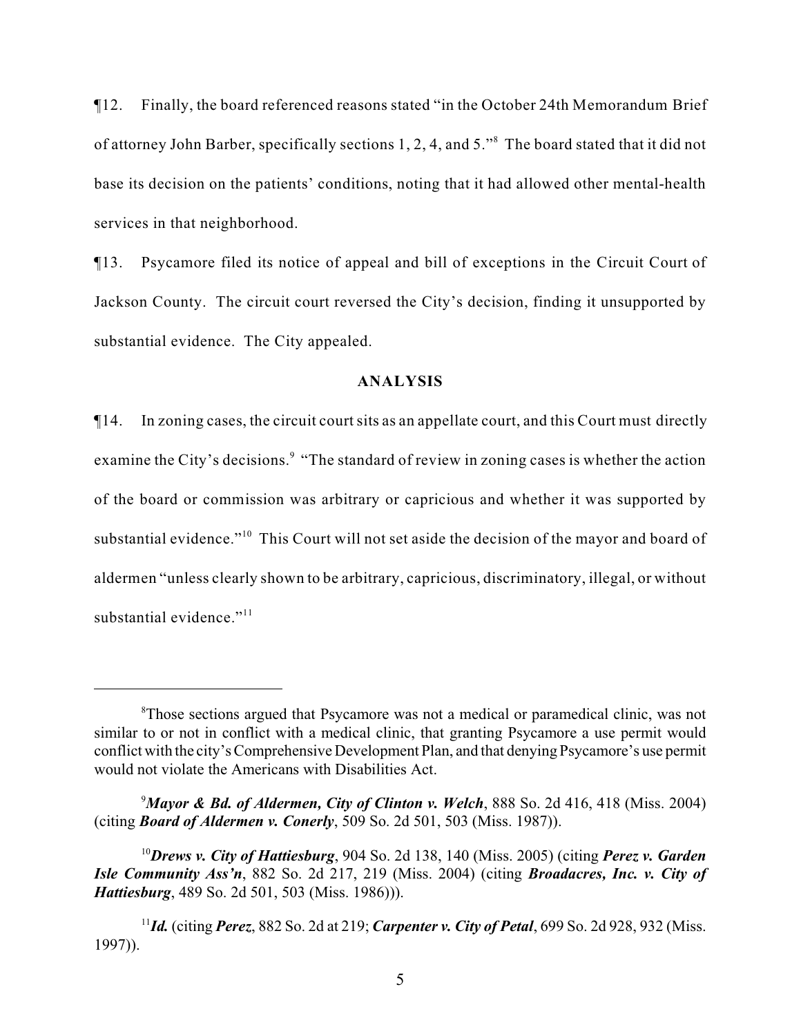¶12. Finally, the board referenced reasons stated "in the October 24th Memorandum Brief of attorney John Barber, specifically sections 1, 2, 4, and 5."[8] The board stated that it did not base its decision on the patients' conditions, noting that it had allowed other mental-health services in that neighborhood.

¶13. Psycamore filed its notice of appeal and bill of exceptions in the Circuit Court of Jackson County. The circuit court reversed the City's decision, finding it unsupported by substantial evidence. The City appealed.

**ANALYSIS**

¶14. In zoning cases, the circuit court sits as an appellate court, and this Court must directly examine the City's decisions.[9] "The standard of review in zoning cases is whether the action of the board or commission was arbitrary or capricious and whether it was supported by substantial evidence."[10] This Court will not set aside the decision of the mayor and board of aldermen "unless clearly shown to be arbitrary, capricious, discriminatory, illegal, or without substantial evidence."[11]

---

[8] Those sections argued that Psycamore was not a medical or paramedical clinic, was not similar to or not in conflict with a medical clinic, that granting Psycamore a use permit would conflict with the city's Comprehensive Development Plan, and that denying Psycamore's use permit would not violate the Americans with Disabilities Act.

[9] ***Mayor & Bd. of Aldermen, City of Clinton v. Welch***, 888 So. 2d 416, 418 (Miss. 2004) (citing ***Board of Aldermen v. Conerly***, 509 So. 2d 501, 503 (Miss. 1987)).

[10] ***Drews v. City of Hattiesburg***, 904 So. 2d 138, 140 (Miss. 2005) (citing ***Perez v. Garden Isle Community Ass'n***, 882 So. 2d 217, 219 (Miss. 2004) (citing ***Broadacres, Inc. v. City of Hattiesburg***, 489 So. 2d 501, 503 (Miss. 1986))).

[11] ***Id.*** (citing ***Perez***, 882 So. 2d at 219; ***Carpenter v. City of Petal***, 699 So. 2d 928, 932 (Miss. 1997)).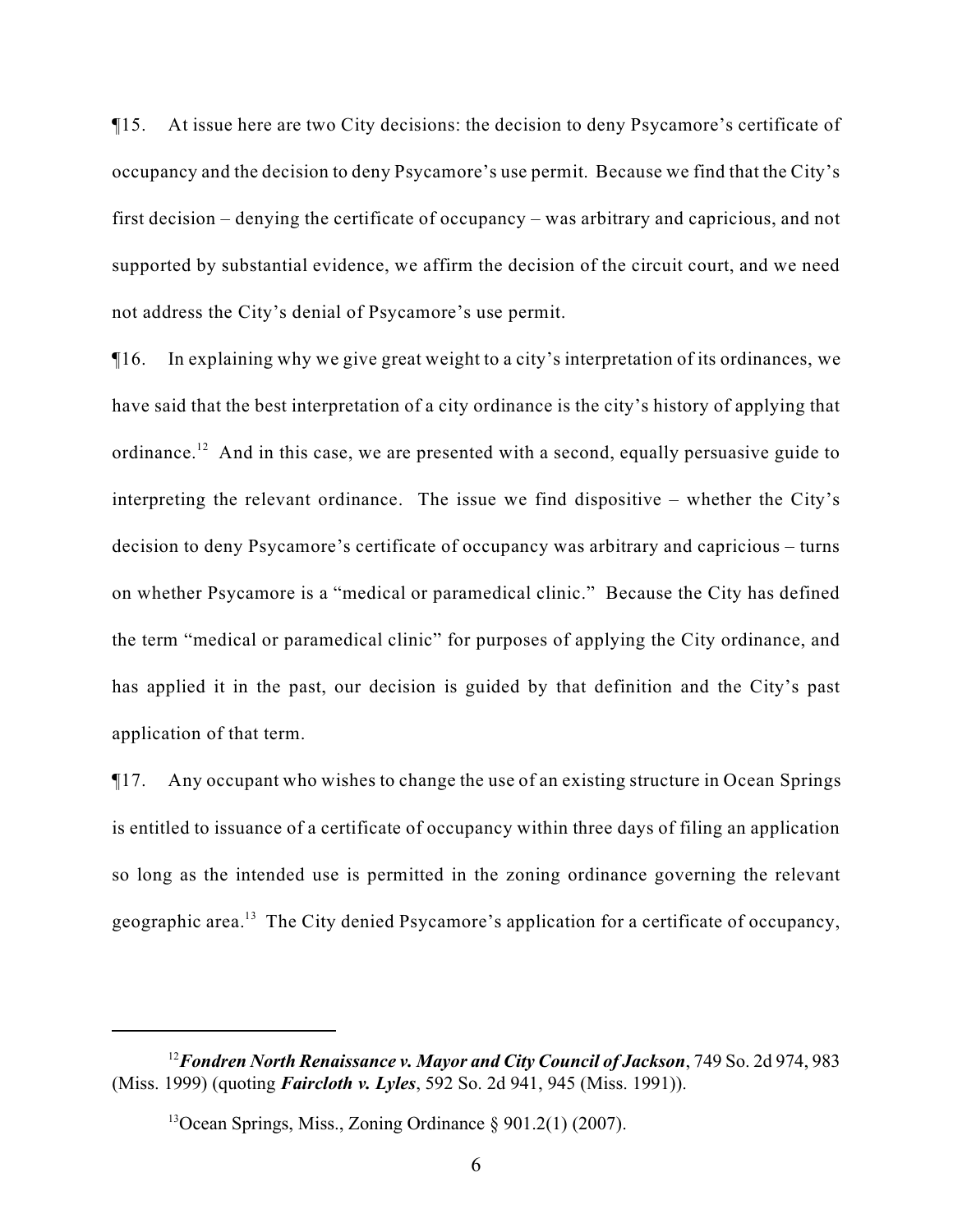¶15. At issue here are two City decisions: the decision to deny Psycamore's certificate of occupancy and the decision to deny Psycamore's use permit. Because we find that the City's first decision – denying the certificate of occupancy – was arbitrary and capricious, and not supported by substantial evidence, we affirm the decision of the circuit court, and we need not address the City's denial of Psycamore's use permit.

¶16. In explaining why we give great weight to a city's interpretation of its ordinances, we have said that the best interpretation of a city ordinance is the city's history of applying that ordinance.[12] And in this case, we are presented with a second, equally persuasive guide to interpreting the relevant ordinance. The issue we find dispositive – whether the City's decision to deny Psycamore's certificate of occupancy was arbitrary and capricious – turns on whether Psycamore is a "medical or paramedical clinic." Because the City has defined the term "medical or paramedical clinic" for purposes of applying the City ordinance, and has applied it in the past, our decision is guided by that definition and the City's past application of that term.

¶17. Any occupant who wishes to change the use of an existing structure in Ocean Springs is entitled to issuance of a certificate of occupancy within three days of filing an application so long as the intended use is permitted in the zoning ordinance governing the relevant geographic area.[13] The City denied Psycamore's application for a certificate of occupancy,

---

[12] ***Fondren North Renaissance v. Mayor and City Council of Jackson***, 749 So. 2d 974, 983 (Miss. 1999) (quoting ***Faircloth v. Lyles***, 592 So. 2d 941, 945 (Miss. 1991)).

[13] Ocean Springs, Miss., Zoning Ordinance § 901.2(1) (2007).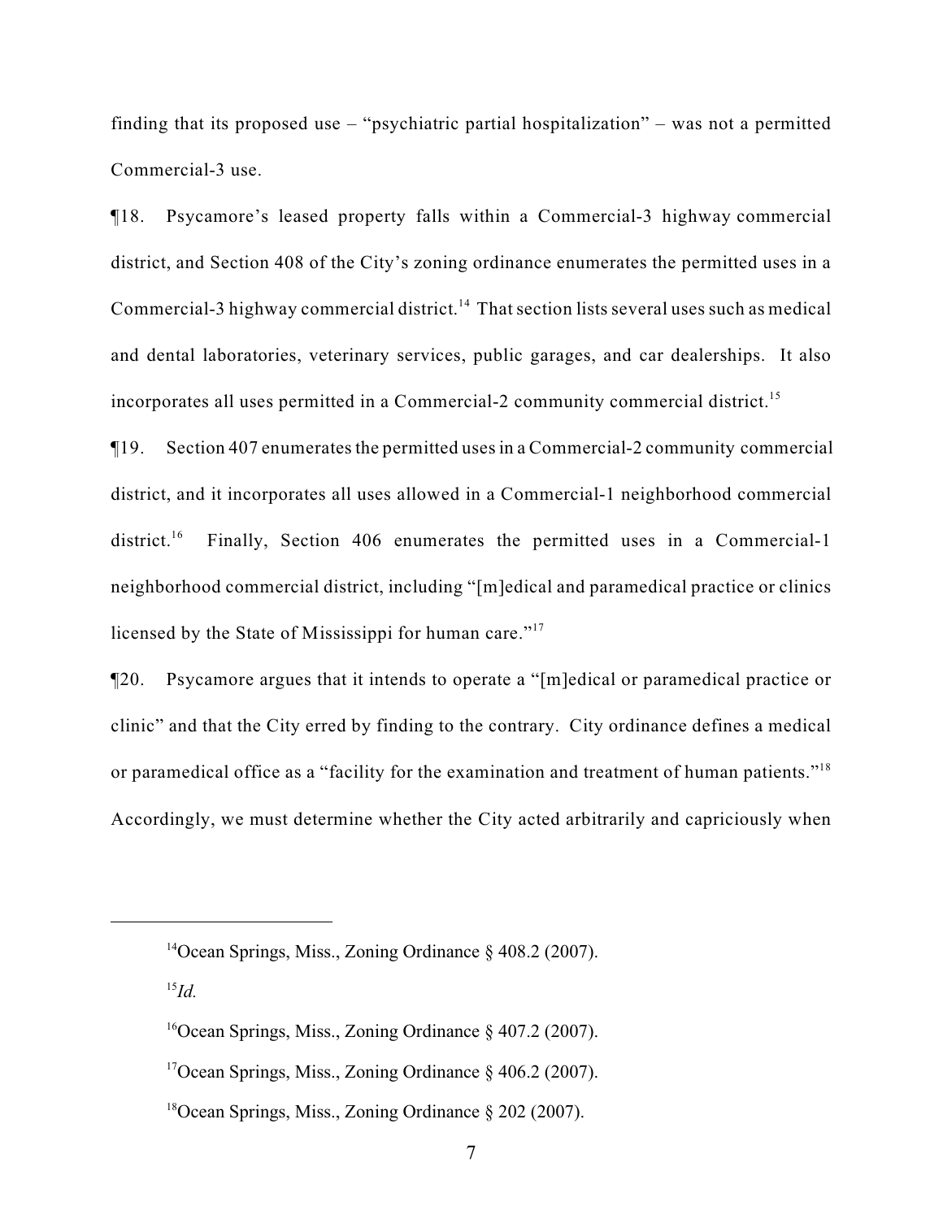finding that its proposed use – "psychiatric partial hospitalization" – was not a permitted Commercial-3 use.

¶18. Psycamore's leased property falls within a Commercial-3 highway commercial district, and Section 408 of the City's zoning ordinance enumerates the permitted uses in a Commercial-3 highway commercial district.[14] That section lists several uses such as medical and dental laboratories, veterinary services, public garages, and car dealerships. It also incorporates all uses permitted in a Commercial-2 community commercial district.[15]

¶19. Section 407 enumerates the permitted uses in a Commercial-2 community commercial district, and it incorporates all uses allowed in a Commercial-1 neighborhood commercial district.[16] Finally, Section 406 enumerates the permitted uses in a Commercial-1 neighborhood commercial district, including "[m]edical and paramedical practice or clinics licensed by the State of Mississippi for human care."[17]

¶20. Psycamore argues that it intends to operate a "[m]edical or paramedical practice or clinic" and that the City erred by finding to the contrary. City ordinance defines a medical or paramedical office as a "facility for the examination and treatment of human patients."[18] Accordingly, we must determine whether the City acted arbitrarily and capriciously when

---

[14] Ocean Springs, Miss., Zoning Ordinance § 408.2 (2007).

[15] *Id.*

[16] Ocean Springs, Miss., Zoning Ordinance § 407.2 (2007).

[17] Ocean Springs, Miss., Zoning Ordinance § 406.2 (2007).

[18] Ocean Springs, Miss., Zoning Ordinance § 202 (2007).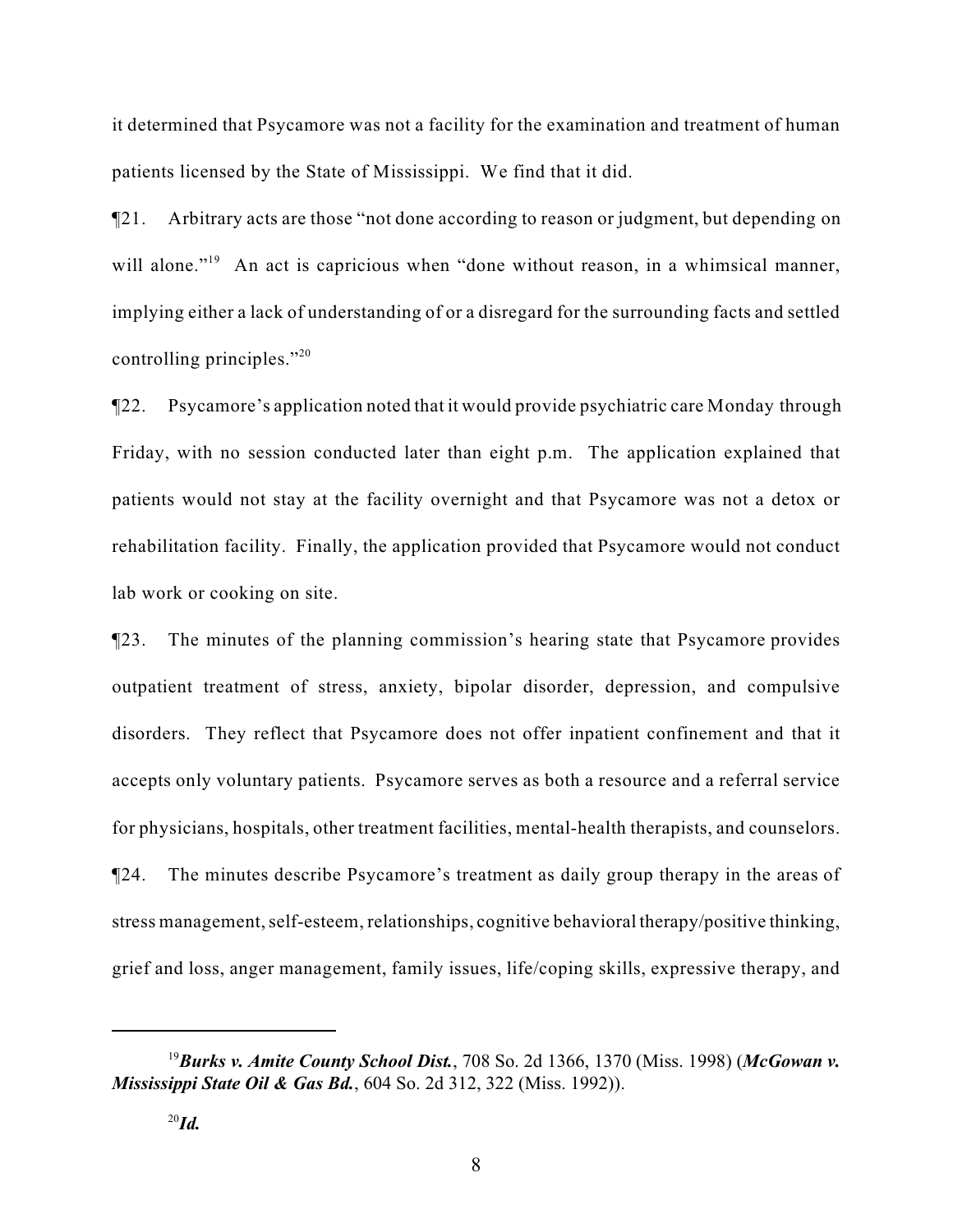it determined that Psycamore was not a facility for the examination and treatment of human patients licensed by the State of Mississippi. We find that it did.

¶21. Arbitrary acts are those "not done according to reason or judgment, but depending on will alone."[19] An act is capricious when "done without reason, in a whimsical manner, implying either a lack of understanding of or a disregard for the surrounding facts and settled controlling principles."[20]

¶22. Psycamore's application noted that it would provide psychiatric care Monday through Friday, with no session conducted later than eight p.m. The application explained that patients would not stay at the facility overnight and that Psycamore was not a detox or rehabilitation facility. Finally, the application provided that Psycamore would not conduct lab work or cooking on site.

¶23. The minutes of the planning commission's hearing state that Psycamore provides outpatient treatment of stress, anxiety, bipolar disorder, depression, and compulsive disorders. They reflect that Psycamore does not offer inpatient confinement and that it accepts only voluntary patients. Psycamore serves as both a resource and a referral service for physicians, hospitals, other treatment facilities, mental-health therapists, and counselors.

¶24. The minutes describe Psycamore's treatment as daily group therapy in the areas of stress management, self-esteem, relationships, cognitive behavioral therapy/positive thinking, grief and loss, anger management, family issues, life/coping skills, expressive therapy, and

---

[19] ***Burks v. Amite County School Dist.***, 708 So. 2d 1366, 1370 (Miss. 1998) (***McGowan v. Mississippi State Oil & Gas Bd.***, 604 So. 2d 312, 322 (Miss. 1992)).

[20] ***Id.***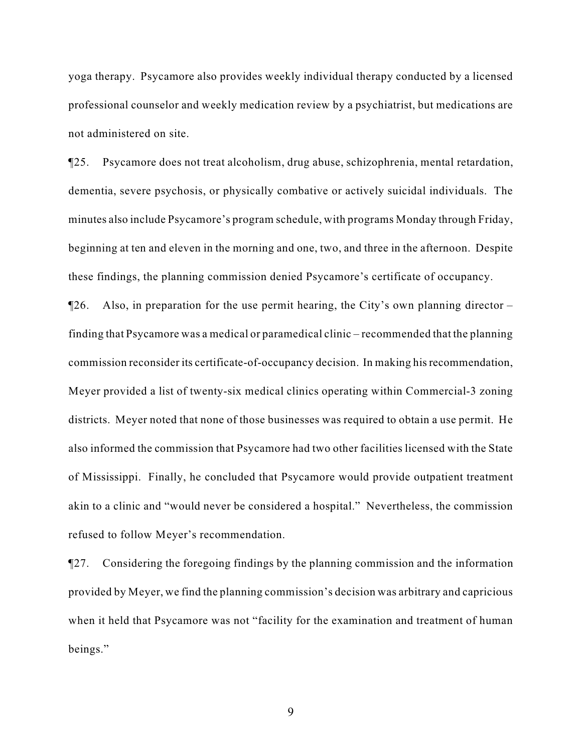yoga therapy. Psycamore also provides weekly individual therapy conducted by a licensed professional counselor and weekly medication review by a psychiatrist, but medications are not administered on site.

¶25. Psycamore does not treat alcoholism, drug abuse, schizophrenia, mental retardation, dementia, severe psychosis, or physically combative or actively suicidal individuals. The minutes also include Psycamore's program schedule, with programs Monday through Friday, beginning at ten and eleven in the morning and one, two, and three in the afternoon. Despite these findings, the planning commission denied Psycamore's certificate of occupancy.

¶26. Also, in preparation for the use permit hearing, the City's own planning director – finding that Psycamore was a medical or paramedical clinic – recommended that the planning commission reconsider its certificate-of-occupancy decision. In making his recommendation, Meyer provided a list of twenty-six medical clinics operating within Commercial-3 zoning districts. Meyer noted that none of those businesses was required to obtain a use permit. He also informed the commission that Psycamore had two other facilities licensed with the State of Mississippi. Finally, he concluded that Psycamore would provide outpatient treatment akin to a clinic and "would never be considered a hospital." Nevertheless, the commission refused to follow Meyer's recommendation.

¶27. Considering the foregoing findings by the planning commission and the information provided by Meyer, we find the planning commission's decision was arbitrary and capricious when it held that Psycamore was not "facility for the examination and treatment of human beings."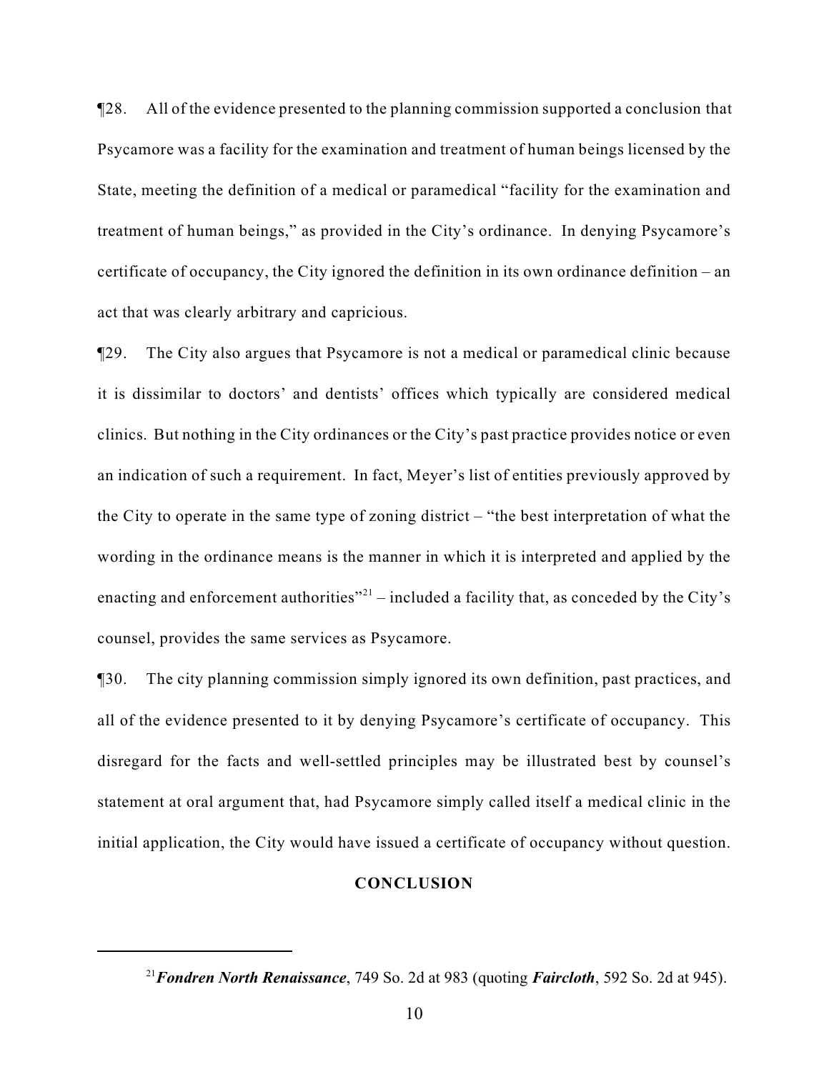¶28. All of the evidence presented to the planning commission supported a conclusion that Psycamore was a facility for the examination and treatment of human beings licensed by the State, meeting the definition of a medical or paramedical "facility for the examination and treatment of human beings," as provided in the City's ordinance. In denying Psycamore's certificate of occupancy, the City ignored the definition in its own ordinance definition – an act that was clearly arbitrary and capricious.

¶29. The City also argues that Psycamore is not a medical or paramedical clinic because it is dissimilar to doctors' and dentists' offices which typically are considered medical clinics. But nothing in the City ordinances or the City's past practice provides notice or even an indication of such a requirement. In fact, Meyer's list of entities previously approved by the City to operate in the same type of zoning district – "the best interpretation of what the wording in the ordinance means is the manner in which it is interpreted and applied by the enacting and enforcement authorities"[21] – included a facility that, as conceded by the City's counsel, provides the same services as Psycamore.

¶30. The city planning commission simply ignored its own definition, past practices, and all of the evidence presented to it by denying Psycamore's certificate of occupancy. This disregard for the facts and well-settled principles may be illustrated best by counsel's statement at oral argument that, had Psycamore simply called itself a medical clinic in the initial application, the City would have issued a certificate of occupancy without question.

## CONCLUSION

---

[21] ***Fondren North Renaissance***, 749 So. 2d at 983 (quoting ***Faircloth***, 592 So. 2d at 945).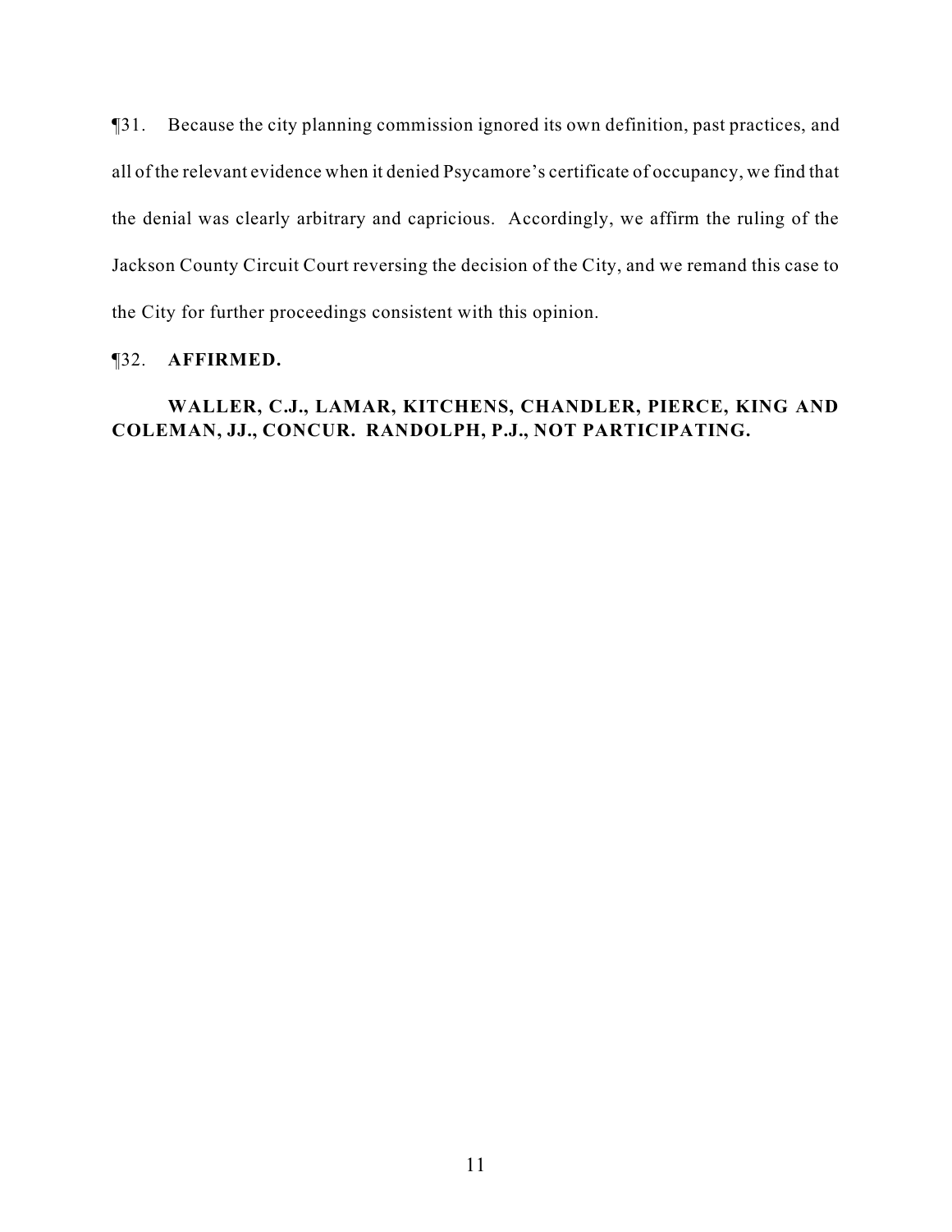¶31. Because the city planning commission ignored its own definition, past practices, and all of the relevant evidence when it denied Psycamore's certificate of occupancy, we find that the denial was clearly arbitrary and capricious. Accordingly, we affirm the ruling of the Jackson County Circuit Court reversing the decision of the City, and we remand this case to the City for further proceedings consistent with this opinion.

¶32. **AFFIRMED.**

**WALLER, C.J., LAMAR, KITCHENS, CHANDLER, PIERCE, KING AND COLEMAN, JJ., CONCUR. RANDOLPH, P.J., NOT PARTICIPATING.**